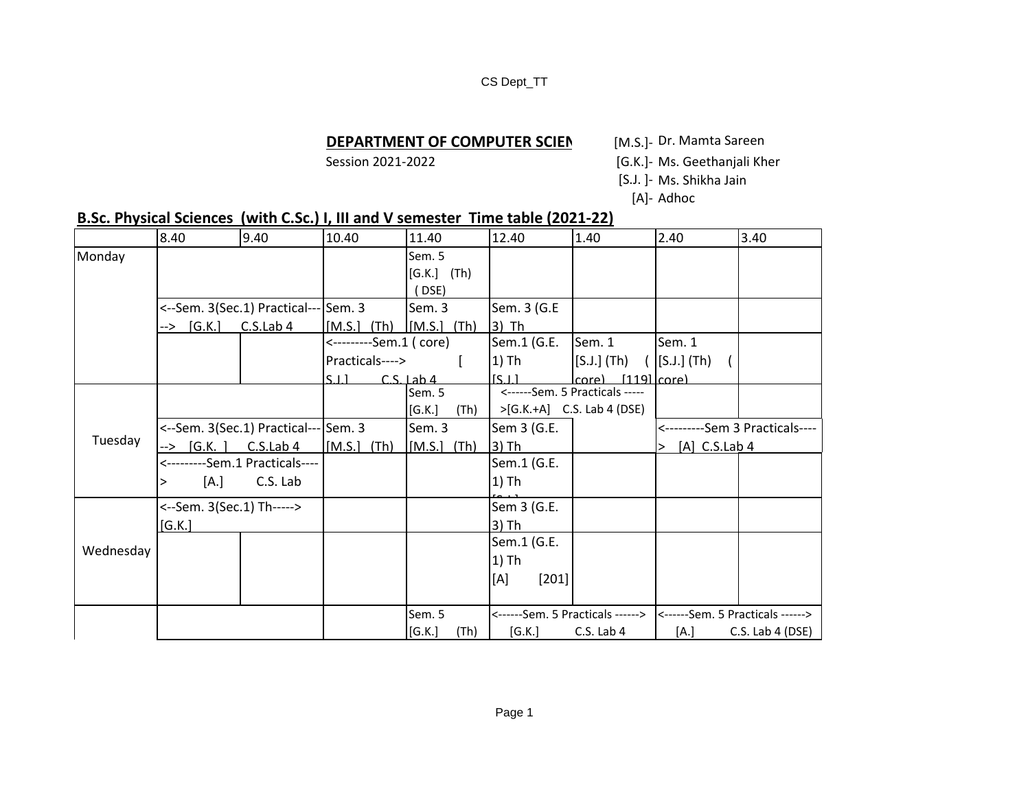DEPARTMENT OF COMPUTER SCIEN

Session 2021-2022

[M.S.]- Dr. Mamta Sareen
[G.K.]- Ms. Geethanjali Kher
[S.J. ]- Ms. Shikha Jain
[A]- Adhoc

## B.Sc. Physical Sciences (with C.Sc.) I, III and V semester Time table (2021-22)

| | 8.40 | 9.40 | 10.40 | 11.40 | 12.40 | 1.40 | 2.40 | 3.40 |
|---|---|---|---|---|---|---|---|---|
| Monday | | | | Sem. 5 [G.K.] (Th) ( DSE) | | | | |
| | <--Sem. 3(Sec.1) Practical---> [G.K.] C.S.Lab 4 | | Sem. 3 [M.S.] (Th) | Sem. 3 [M.S.] (Th) | Sem. 3 (G.E 3) Th | | | |
| | | | <---------Sem.1 ( core) Practicals----> [ S.J.] C.S. Lab 4 | | Sem.1 (G.E. 1) Th [S.J.] | Sem. 1 [S.J.] (Th) ( core) [119] | Sem. 1 [S.J.] (Th) ( core) | |
| Tuesday | | | | Sem. 5 [G.K.] (Th) | <------Sem. 5 Practicals ------>[G.K.+A] C.S. Lab 4 (DSE) | | | |
| | <--Sem. 3(Sec.1) Practical---> [G.K. ] C.S.Lab 4 | | Sem. 3 [M.S.] (Th) | Sem. 3 [M.S.] (Th) | Sem 3 (G.E. 3) Th | | <---------Sem 3 Practicals----> [A] C.S.Lab 4 | |
| | <---------Sem.1 Practicals----> [A.] C.S. Lab | | | | Sem.1 (G.E. 1) Th | | | |
| Wednesday | <--Sem. 3(Sec.1) Th-----> [G.K.] | | | | Sem 3 (G.E. 3) Th | | | |
| | | | | | Sem.1 (G.E. 1) Th [A] [201] | | | |
| | | | | Sem. 5 [G.K.] (Th) | <------Sem. 5 Practicals ------> [G.K.] C.S. Lab 4 | | <------Sem. 5 Practicals ------> [A.] C.S. Lab 4 (DSE) | |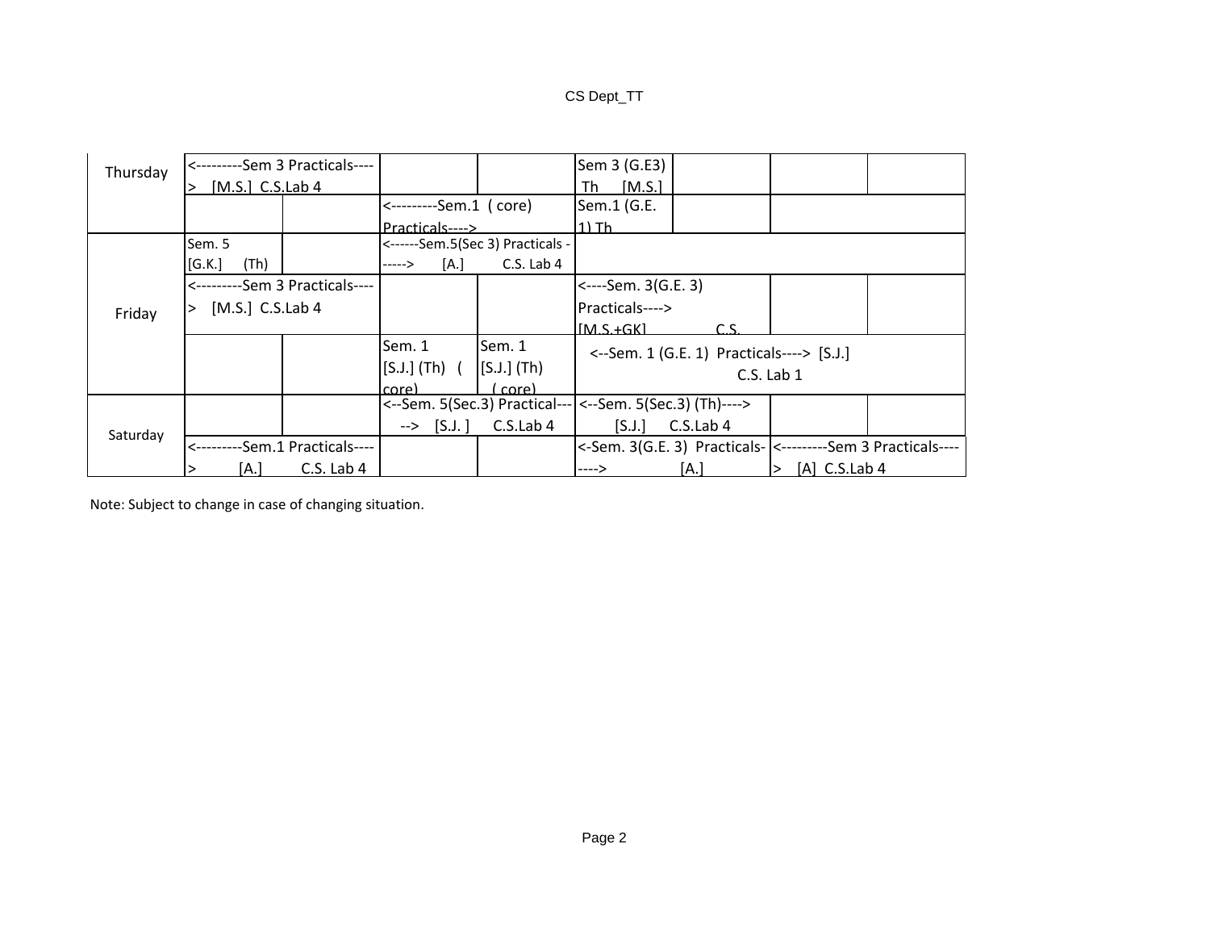| | | | | | | | | |
|---|---|---|---|---|---|---|---|---|
| Thursday | <---------Sem 3 Practicals----> [M.S.] C.S.Lab 4 | | | | Sem 3 (G.E3) Th [M.S.] | | | |
| | | | <---------Sem.1 ( core) Practicals----> | | Sem.1 (G.E. 1) Th | | | |
| Friday | Sem. 5 [G.K.] (Th) | | <------Sem.5(Sec 3) Practicals ------> [A.] C.S. Lab 4 | | | | | |
| | <---------Sem 3 Practicals----> [M.S.] C.S.Lab 4 | | | | <----Sem. 3(G.E. 3) Practicals----> [M.S.+GK] C.S. | | | |
| | | | Sem. 1 [S.J.] (Th) ( core) | Sem. 1 [S.J.] (Th) ( core) | <--Sem. 1 (G.E. 1) Practicals----> [S.J.] C.S. Lab 1 | | | |
| Saturday | | | <--Sem. 5(Sec.3) Practical-----> [S.J. ] C.S.Lab 4 | | <--Sem. 5(Sec.3) (Th)----> [S.J.] C.S.Lab 4 | | | |
| | <---------Sem.1 Practicals----> [A.] C.S. Lab 4 | | | | <-Sem. 3(G.E. 3) Practicals-----> [A.] | | <---------Sem 3 Practicals----> [A] C.S.Lab 4 | |

Note: Subject to change in case of changing situation.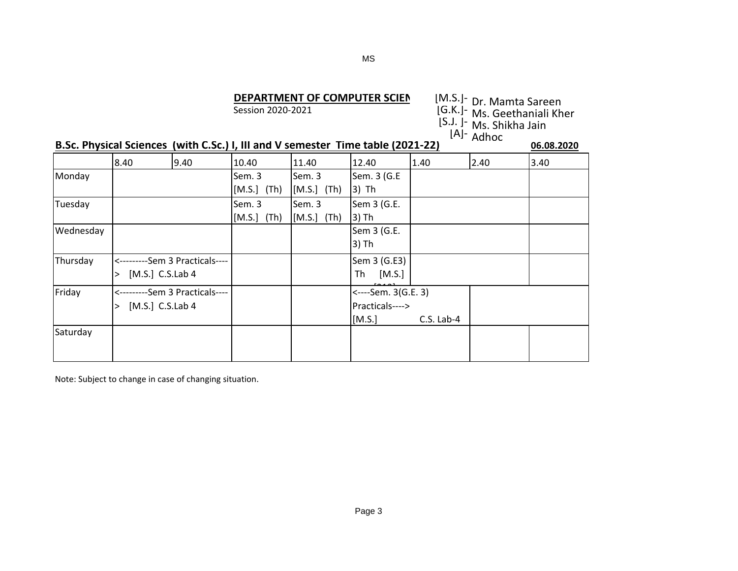## DEPARTMENT OF COMPUTER SCIEN

Session 2020-2021

[M.S.]- Dr. Mamta Sareen
[G.K.]- Ms. Geethaniali Kher
[S.J. ]- Ms. Shikha Jain
[A]- Adhoc

### B.Sc. Physical Sciences (with C.Sc.) I, III and V semester Time table (2021-22)

**06.08.2020**

| | 8.40 | 9.40 | 10.40 | 11.40 | 12.40 | 1.40 | 2.40 | 3.40 |
|---|---|---|---|---|---|---|---|---|
| Monday | | | Sem. 3 [M.S.] (Th) | Sem. 3 [M.S.] (Th) | Sem. 3 (G.E 3) Th | | | |
| Tuesday | | | Sem. 3 [M.S.] (Th) | Sem. 3 [M.S.] (Th) | Sem 3 (G.E. 3) Th | | | |
| Wednesday | | | | | Sem 3 (G.E. 3) Th | | | |
| Thursday | <---------Sem 3 Practicals----> [M.S.] C.S.Lab 4 | | | | Sem 3 (G.E3) Th [M.S.] | | | |
| Friday | <---------Sem 3 Practicals----> [M.S.] C.S.Lab 4 | | | | <----Sem. 3(G.E. 3) Practicals----> [M.S.] C.S. Lab-4 | | | |
| Saturday | | | | | | | | |

Note: Subject to change in case of changing situation.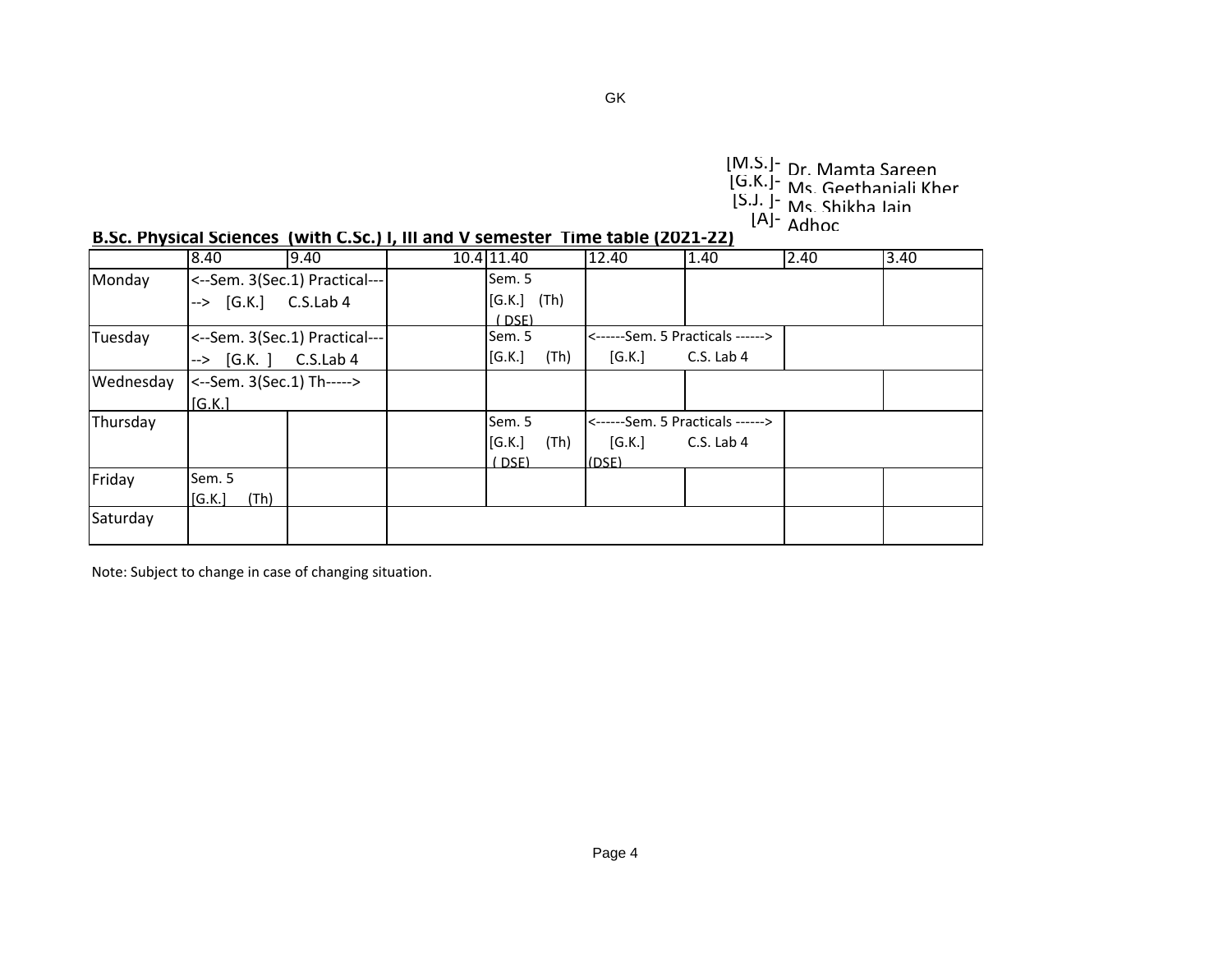GK

[M.S.]- Dr. Mamta Sareen
[G.K.]- Ms. Geethanjali Kher
[S.J. ]- Ms. Shikha Jain
[A]- Adhoc

**B.Sc. Physical Sciences (with C.Sc.) I, III and V semester Time table (2021-22)**

| | 8.40 | 9.40 | 10.4 | 11.40 | 12.40 | 1.40 | 2.40 | 3.40 |
|---|---|---|---|---|---|---|---|---|
| Monday | <--Sem. 3(Sec.1) Practical---> [G.K.] C.S.Lab 4 | | | Sem. 5 [G.K.] (Th) ( DSE) | | | | |
| Tuesday | <--Sem. 3(Sec.1) Practical---> [G.K. ] C.S.Lab 4 | | | Sem. 5 [G.K.] (Th) | <------Sem. 5 Practicals ------> [G.K.] C.S. Lab 4 | | | |
| Wednesday | <--Sem. 3(Sec.1) Th-----> [G.K.] | | | | | | | |
| Thursday | | | | Sem. 5 [G.K.] (Th) ( DSE) | <------Sem. 5 Practicals ------> [G.K.] C.S. Lab 4 (DSE) | | | |
| Friday | Sem. 5 [G.K.] (Th) | | | | | | | |
| Saturday | | | | | | | | |

Note: Subject to change in case of changing situation.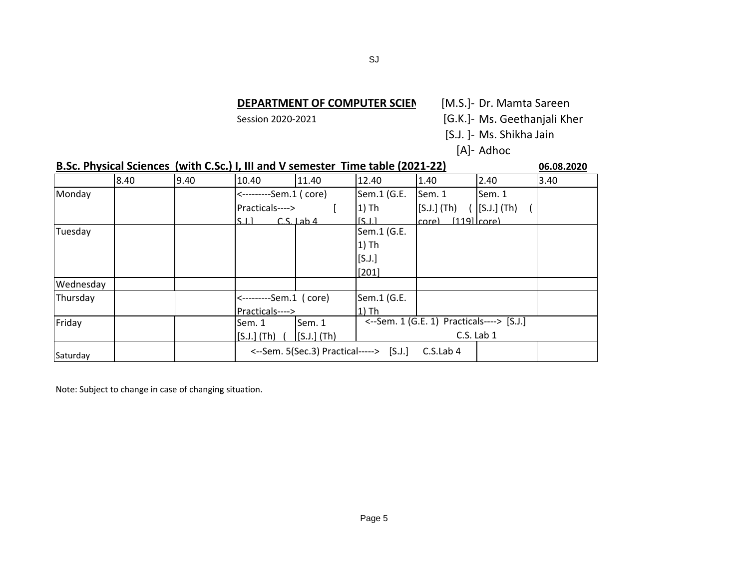**DEPARTMENT OF COMPUTER SCIEN**

Session 2020-2021

[M.S.]- Dr. Mamta Sareen
[G.K.]- Ms. Geethanjali Kher
[S.J. ]- Ms. Shikha Jain
[A]- Adhoc

**B.Sc. Physical Sciences (with C.Sc.) I, III and V semester Time table (2021-22)** **06.08.2020**

| | 8.40 | 9.40 | 10.40 | 11.40 | 12.40 | 1.40 | 2.40 | 3.40 |
|---|---|---|---|---|---|---|---|---|
| Monday | | | <---------Sem.1 ( core) Practicals----> [ S.J.] C.S. Lab 4 | | Sem.1 (G.E. 1) Th [S.J.] | Sem. 1 [S.J.] (Th) ( core) [119] | Sem. 1 [S.J.] (Th) ( core) | |
| Tuesday | | | | | Sem.1 (G.E. 1) Th [S.J.] [201] | | | |
| Wednesday | | | | | | | | |
| Thursday | | | <---------Sem.1 ( core) Practicals----> | | Sem.1 (G.E. 1) Th | | | |
| Friday | | | Sem. 1 [S.J.] (Th) ( | Sem. 1 [S.J.] (Th) | <--Sem. 1 (G.E. 1) Practicals----> [S.J.] C.S. Lab 1 | | | |
| Saturday | | | <--Sem. 5(Sec.3) Practical-----> [S.J.] C.S.Lab 4 | | | | | |

Note: Subject to change in case of changing situation.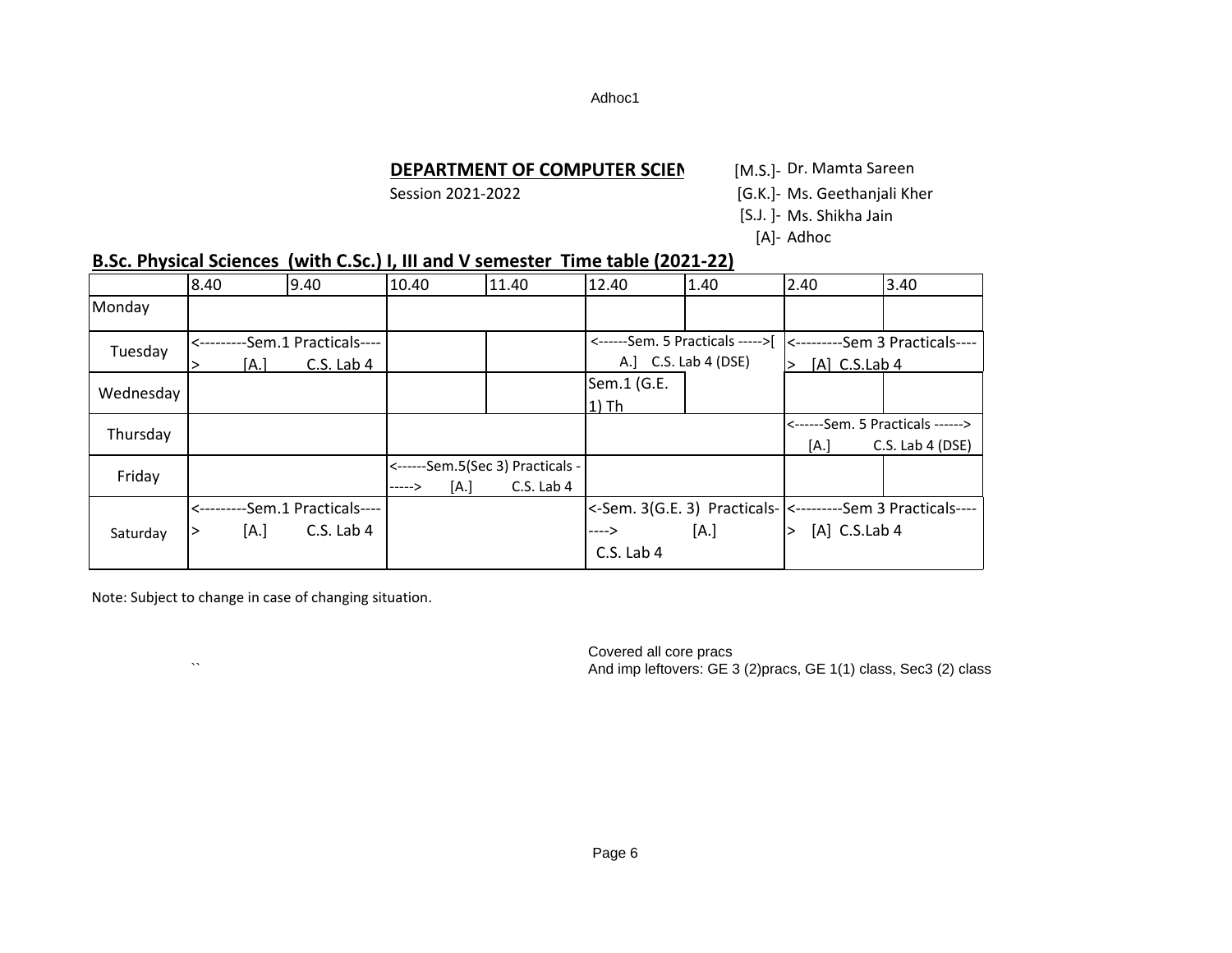Adhoc1

**DEPARTMENT OF COMPUTER SCIEN**

Session 2021-2022

[M.S.]- Dr. Mamta Sareen
[G.K.]- Ms. Geethanjali Kher
[S.J. ]- Ms. Shikha Jain
[A]- Adhoc

## B.Sc. Physical Sciences (with C.Sc.) I, III and V semester Time table (2021-22)

| | 8.40 | 9.40 | 10.40 | 11.40 | 12.40 | 1.40 | 2.40 | 3.40 |
|---|---|---|---|---|---|---|---|---|
| Monday | | | | | | | | |
| Tuesday | <---------Sem.1 Practicals----> [A.] C.S. Lab 4 | | | | <------Sem. 5 Practicals ----->[A.] C.S. Lab 4 (DSE) | | <---------Sem 3 Practicals----> [A] C.S.Lab 4 | |
| Wednesday | | | | | Sem.1 (G.E. 1) Th | | | |
| Thursday | | | | | | | <------Sem. 5 Practicals ------> [A.] C.S. Lab 4 (DSE) | |
| Friday | | | <------Sem.5(Sec 3) Practicals ------> [A.] C.S. Lab 4 | | | | | |
| Saturday | <---------Sem.1 Practicals----> [A.] C.S. Lab 4 | | | | <-Sem. 3(G.E. 3) Practicals-----> [A.] C.S. Lab 4 | | <---------Sem 3 Practicals----> [A] C.S.Lab 4 | |

Note: Subject to change in case of changing situation.

``

Covered all core pracs
And imp leftovers: GE 3 (2)pracs, GE 1(1) class, Sec3 (2) class